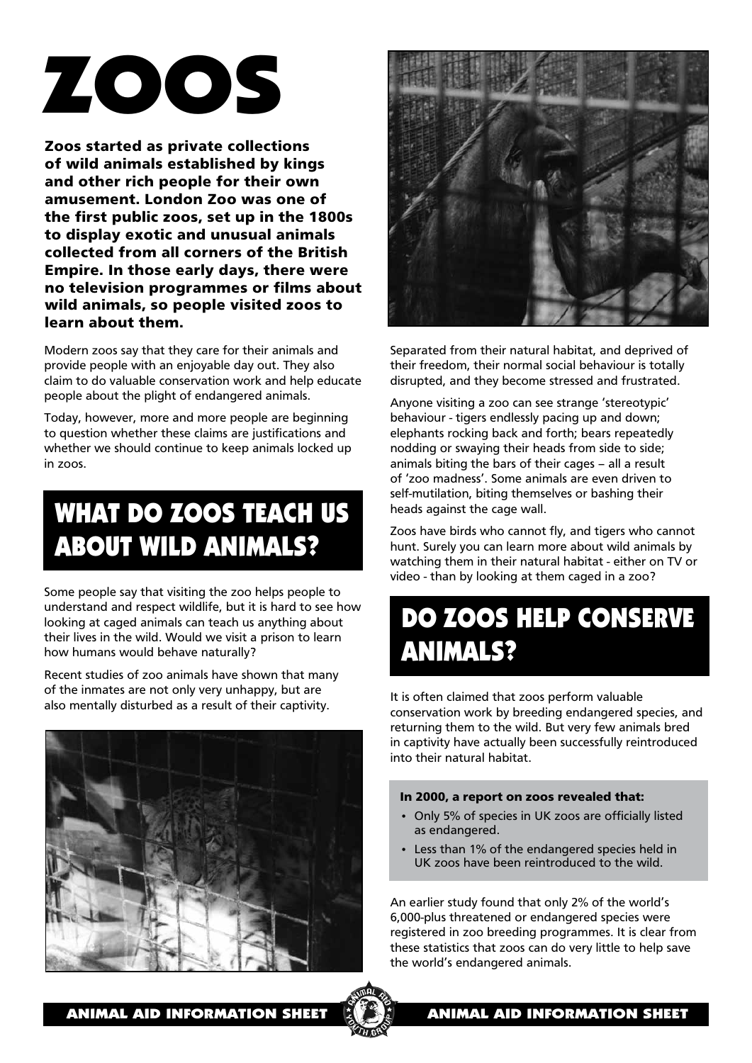# ZOOS

**Zoos started as private collections of wild animals established by kings and other rich people for their own amusement. London Zoo was one of the first public zoos, set up in the 1800s to display exotic and unusual animals collected from all corners of the British Empire. In those early days, there were no television programmes or films about wild animals, so people visited zoos to learn about them.**

Modern zoos say that they care for their animals and provide people with an enjoyable day out. They also claim to do valuable conservation work and help educate people about the plight of endangered animals.

Today, however, more and more people are beginning to question whether these claims are justifications and whether we should continue to keep animals locked up in zoos.

## WHAT DO ZOOS TEACH US ABOUT WILD ANIMALS?

Some people say that visiting the zoo helps people to understand and respect wildlife, but it is hard to see how looking at caged animals can teach us anything about their lives in the wild. Would we visit a prison to learn how humans would behave naturally?

Recent studies of zoo animals have shown that many of the inmates are not only very unhappy, but are also mentally disturbed as a result of their captivity. Separated from their natural habitat, and deprived of their freedom, their normal social behaviour is totally disrupted, and they become stressed and frustrated.

Anyone visiting a zoo can see strange 'stereotypic' behaviour - tigers endlessly pacing up and down; elephants rocking back and forth; bears repeatedly nodding or swaying their heads from side to side; animals biting the bars of their cages – all a result of 'zoo madness'. Some animals are even driven to self-mutilation, biting themselves or bashing their heads against the cage wall.

Zoos have birds who cannot fly, and tigers who cannot hunt. Surely you can learn more about wild animals by watching them in their natural habitat - either on TV or video - than by looking at them caged in a zoo?

## DO ZOOS HELP CONSERVE ANIMALS?

It is often claimed that zoos perform valuable conservation work by breeding endangered species, and returning them to the wild. But very few animals bred in captivity have actually been successfully reintroduced into their natural habitat.

**In 2000, a report on zoos revealed that:**

- Only 5% of species in UK zoos are officially listed as endangered.
- Less than 1% of the endangered species held in UK zoos have been reintroduced to the wild.

An earlier study found that only 2% of the world's 6,000-plus threatened or endangered species were registered in zoo breeding programmes. It is clear from these statistics that zoos can do very little to help save the world's endangered animals.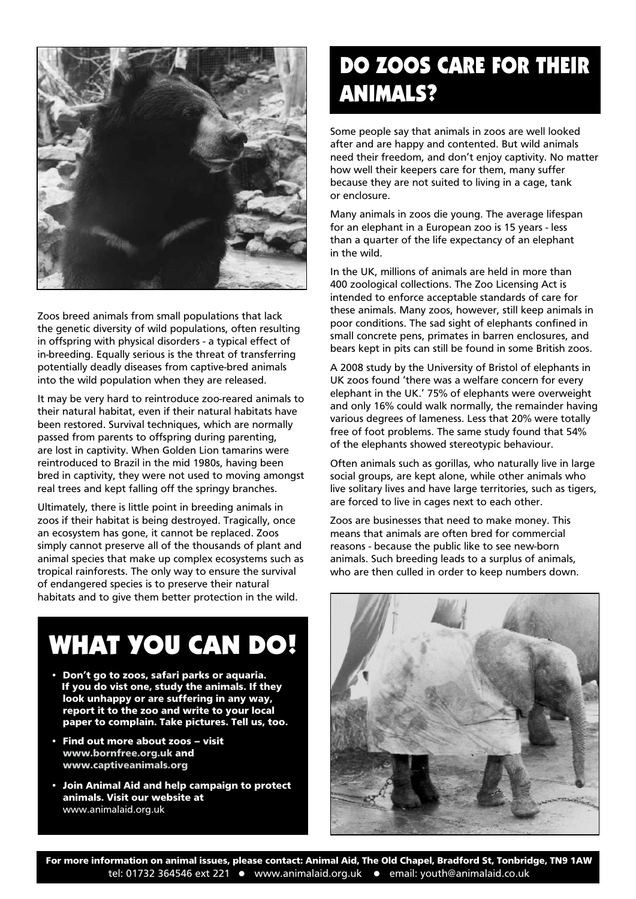Zoos breed animals from small populations that lack the genetic diversity of wild populations, often resulting in offspring with physical disorders - a typical effect of in-breeding. Equally serious is the threat of transferring potentially deadly diseases from captive-bred animals into the wild population when they are released.

It may be very hard to reintroduce zoo-reared animals to their natural habitat, even if their natural habitats have been restored. Survival techniques, which are normally passed from parents to offspring during parenting, are lost in captivity. When Golden Lion tamarins were reintroduced to Brazil in the mid 1980s, having been bred in captivity, they were not used to moving amongst real trees and kept falling off the springy branches.

Ultimately, there is little point in breeding animals in zoos if their habitat is being destroyed. Tragically, once an ecosystem has gone, it cannot be replaced. Zoos simply cannot preserve all of the thousands of plant and animal species that make up complex ecosystems such as tropical rainforests. The only way to ensure the survival of endangered species is to preserve their natural habitats and to give them better protection in the wild.

# WHAT YOU CAN DO!

- **Don't go to zoos, safari parks or aquaria. If you do vist one, study the animals. If they look unhappy or are suffering in any way, report it to the zoo and write to your local paper to complain. Take pictures. Tell us, too.**
- **Find out more about zoos – visit www.bornfree.org.uk and www.captiveanimals.org**
- **Join Animal Aid and help campaign to protect animals. Visit our website at** www.animalaid.org.uk

# DO ZOOS CARE FOR THEIR ANIMALS?

Some people say that animals in zoos are well looked after and are happy and contented. But wild animals need their freedom, and don't enjoy captivity. No matter how well their keepers care for them, many suffer because they are not suited to living in a cage, tank or enclosure.

Many animals in zoos die young. The average lifespan for an elephant in a European zoo is 15 years - less than a quarter of the life expectancy of an elephant in the wild.

In the UK, millions of animals are held in more than 400 zoological collections. The Zoo Licensing Act is intended to enforce acceptable standards of care for these animals. Many zoos, however, still keep animals in poor conditions. The sad sight of elephants confined in small concrete pens, primates in barren enclosures, and bears kept in pits can still be found in some British zoos.

A 2008 study by the University of Bristol of elephants in UK zoos found 'there was a welfare concern for every elephant in the UK.' 75% of elephants were overweight and only 16% could walk normally, the remainder having various degrees of lameness. Less that 20% were totally free of foot problems. The same study found that 54% of the elephants showed stereotypic behaviour.

Often animals such as gorillas, who naturally live in large social groups, are kept alone, while other animals who live solitary lives and have large territories, such as tigers, are forced to live in cages next to each other.

Zoos are businesses that need to make money. This means that animals are often bred for commercial reasons - because the public like to see new-born animals. Such breeding leads to a surplus of animals, who are then culled in order to keep numbers down.

**For more information on animal issues, please contact: Animal Aid, The Old Chapel, Bradford St, Tonbridge, TN9 1AW**
tel: 01732 364546 ext 221 • www.animalaid.org.uk • email: youth@animalaid.co.uk